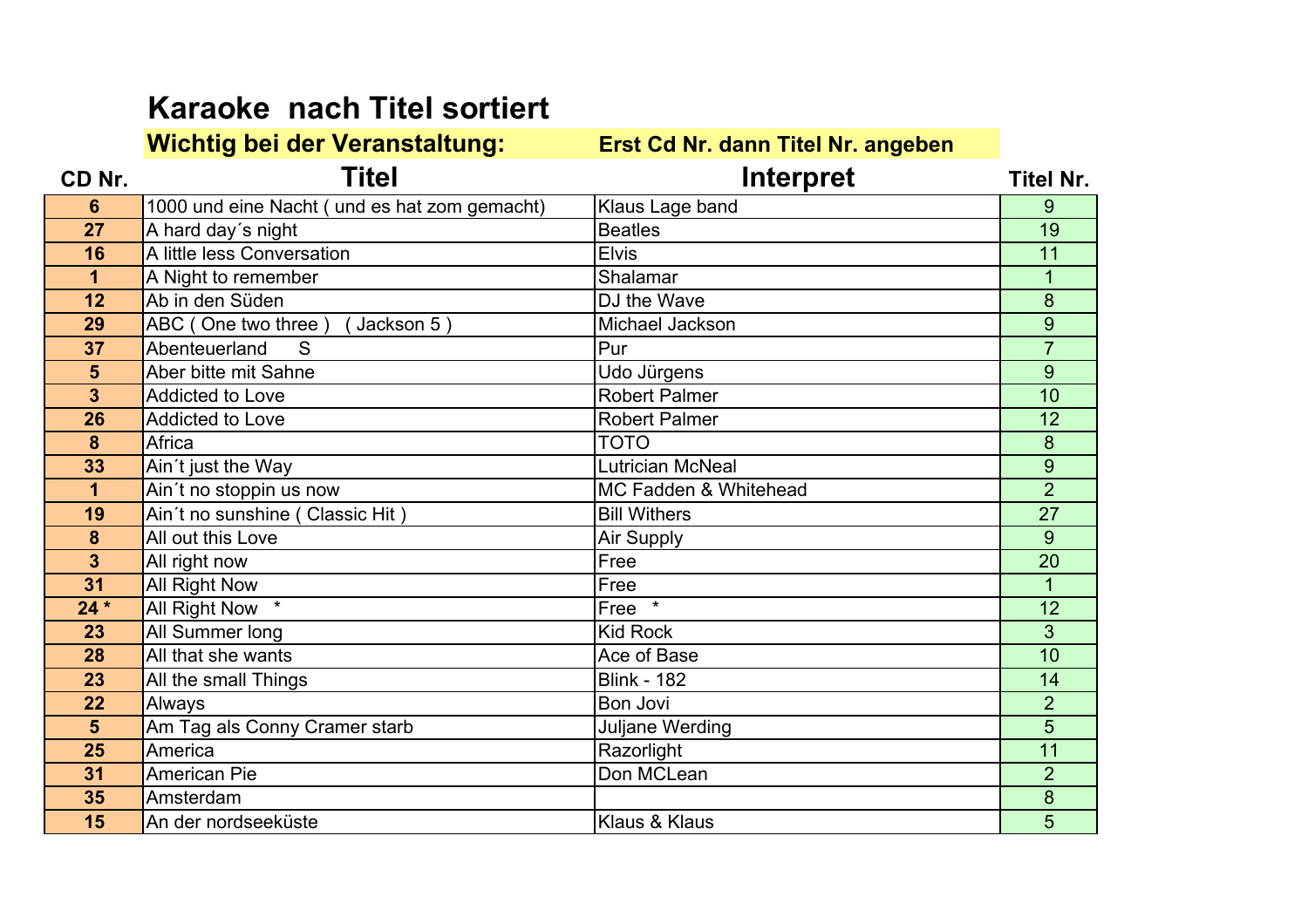# Karaoke nach Titel sortiert

**Wichtig bei der Veranstaltung:** **Erst Cd Nr. dann Titel Nr. angeben**

| CD Nr. | Titel | Interpret | Titel Nr. |
|---|---|---|---|
| 6 | 1000 und eine Nacht ( und es hat zom gemacht) | Klaus Lage band | 9 |
| 27 | A hard day´s night | Beatles | 19 |
| 16 | A little less Conversation | Elvis | 11 |
| 1 | A Night to remember | Shalamar | 1 |
| 12 | Ab in den Süden | DJ the Wave | 8 |
| 29 | ABC ( One two three ) ( Jackson 5 ) | Michael Jackson | 9 |
| 37 | Abenteuerland S | Pur | 7 |
| 5 | Aber bitte mit Sahne | Udo Jürgens | 9 |
| 3 | Addicted to Love | Robert Palmer | 10 |
| 26 | Addicted to Love | Robert Palmer | 12 |
| 8 | Africa | TOTO | 8 |
| 33 | Ain´t just the Way | Lutrician McNeal | 9 |
| 1 | Ain´t no stoppin us now | MC Fadden & Whitehead | 2 |
| 19 | Ain´t no sunshine ( Classic Hit ) | Bill Withers | 27 |
| 8 | All out this Love | Air Supply | 9 |
| 3 | All right now | Free | 20 |
| 31 | All Right Now | Free | 1 |
| 24 * | All Right Now * | Free * | 12 |
| 23 | All Summer long | Kid Rock | 3 |
| 28 | All that she wants | Ace of Base | 10 |
| 23 | All the small Things | Blink - 182 | 14 |
| 22 | Always | Bon Jovi | 2 |
| 5 | Am Tag als Conny Cramer starb | Juljane Werding | 5 |
| 25 | America | Razorlight | 11 |
| 31 | American Pie | Don MCLean | 2 |
| 35 | Amsterdam | | 8 |
| 15 | An der nordseeküste | Klaus & Klaus | 5 |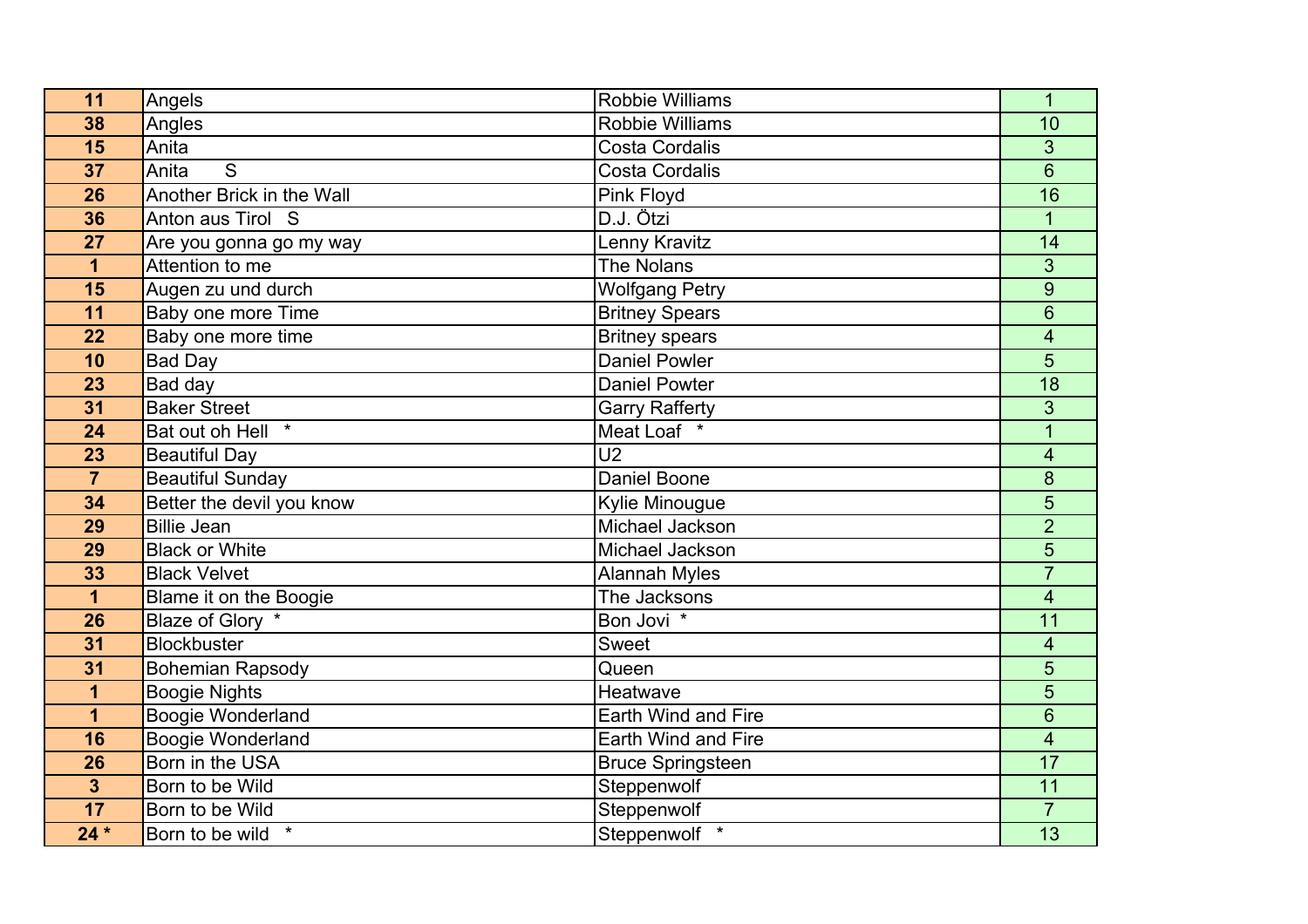| | | | |
|---|---|---|---|
| 11 | Angels | Robbie Williams | 1 |
| 38 | Angles | Robbie Williams | 10 |
| 15 | Anita | Costa Cordalis | 3 |
| 37 | Anita S | Costa Cordalis | 6 |
| 26 | Another Brick in the Wall | Pink Floyd | 16 |
| 36 | Anton aus Tirol S | D.J. Ötzi | 1 |
| 27 | Are you gonna go my way | Lenny Kravitz | 14 |
| 1 | Attention to me | The Nolans | 3 |
| 15 | Augen zu und durch | Wolfgang Petry | 9 |
| 11 | Baby one more Time | Britney Spears | 6 |
| 22 | Baby one more time | Britney spears | 4 |
| 10 | Bad Day | Daniel Powler | 5 |
| 23 | Bad day | Daniel Powter | 18 |
| 31 | Baker Street | Garry Rafferty | 3 |
| 24 | Bat out oh Hell * | Meat Loaf * | 1 |
| 23 | Beautiful Day | U2 | 4 |
| 7 | Beautiful Sunday | Daniel Boone | 8 |
| 34 | Better the devil you know | Kylie Minougue | 5 |
| 29 | Billie Jean | Michael Jackson | 2 |
| 29 | Black or White | Michael Jackson | 5 |
| 33 | Black Velvet | Alannah Myles | 7 |
| 1 | Blame it on the Boogie | The Jacksons | 4 |
| 26 | Blaze of Glory * | Bon Jovi * | 11 |
| 31 | Blockbuster | Sweet | 4 |
| 31 | Bohemian Rapsody | Queen | 5 |
| 1 | Boogie Nights | Heatwave | 5 |
| 1 | Boogie Wonderland | Earth Wind and Fire | 6 |
| 16 | Boogie Wonderland | Earth Wind and Fire | 4 |
| 26 | Born in the USA | Bruce Springsteen | 17 |
| 3 | Born to be Wild | Steppenwolf | 11 |
| 17 | Born to be Wild | Steppenwolf | 7 |
| 24 * | Born to be wild * | Steppenwolf * | 13 |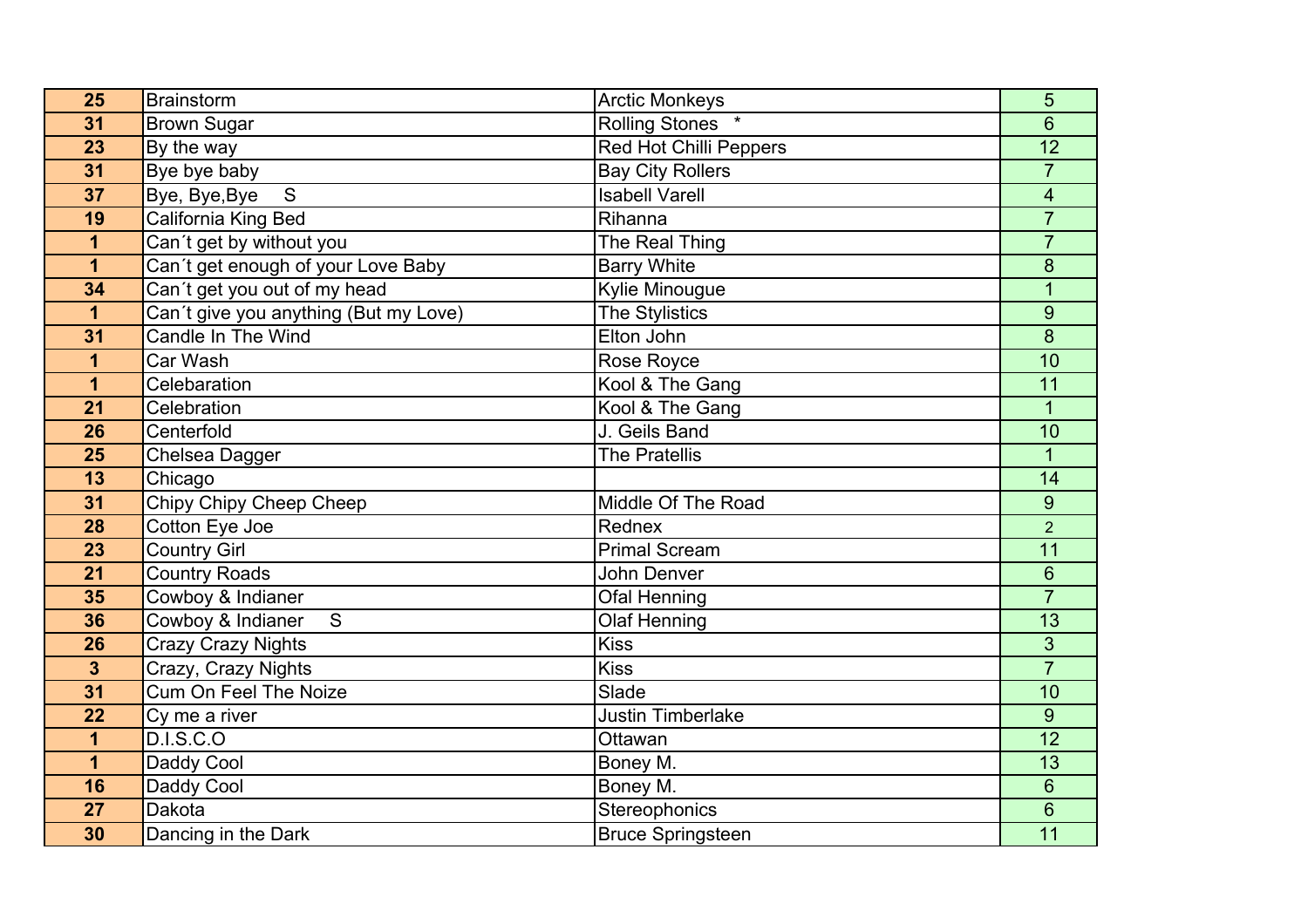| | | | |
|---|---|---|---|
| **25** | Brainstorm | Arctic Monkeys | 5 |
| **31** | Brown Sugar | Rolling Stones * | 6 |
| **23** | By the way | Red Hot Chilli Peppers | 12 |
| **31** | Bye bye baby | Bay City Rollers | 7 |
| **37** | Bye, Bye,Bye S | Isabell Varell | 4 |
| **19** | California King Bed | Rihanna | 7 |
| **1** | Can´t get by without you | The Real Thing | 7 |
| **1** | Can´t get enough of your Love Baby | Barry White | 8 |
| **34** | Can´t get you out of my head | Kylie Minougue | 1 |
| **1** | Can´t give you anything (But my Love) | The Stylistics | 9 |
| **31** | Candle In The Wind | Elton John | 8 |
| **1** | Car Wash | Rose Royce | 10 |
| **1** | Celebaration | Kool & The Gang | 11 |
| **21** | Celebration | Kool & The Gang | 1 |
| **26** | Centerfold | J. Geils Band | 10 |
| **25** | Chelsea Dagger | The Pratellis | 1 |
| **13** | Chicago | | 14 |
| **31** | Chipy Chipy Cheep Cheep | Middle Of The Road | 9 |
| **28** | Cotton Eye Joe | Rednex | 2 |
| **23** | Country Girl | Primal Scream | 11 |
| **21** | Country Roads | John Denver | 6 |
| **35** | Cowboy & Indianer | Ofal Henning | 7 |
| **36** | Cowboy & Indianer S | Olaf Henning | 13 |
| **26** | Crazy Crazy Nights | Kiss | 3 |
| **3** | Crazy, Crazy Nights | Kiss | 7 |
| **31** | Cum On Feel The Noize | Slade | 10 |
| **22** | Cy me a river | Justin Timberlake | 9 |
| **1** | D.I.S.C.O | Ottawan | 12 |
| **1** | Daddy Cool | Boney M. | 13 |
| **16** | Daddy Cool | Boney M. | 6 |
| **27** | Dakota | Stereophonics | 6 |
| **30** | Dancing in the Dark | Bruce Springsteen | 11 |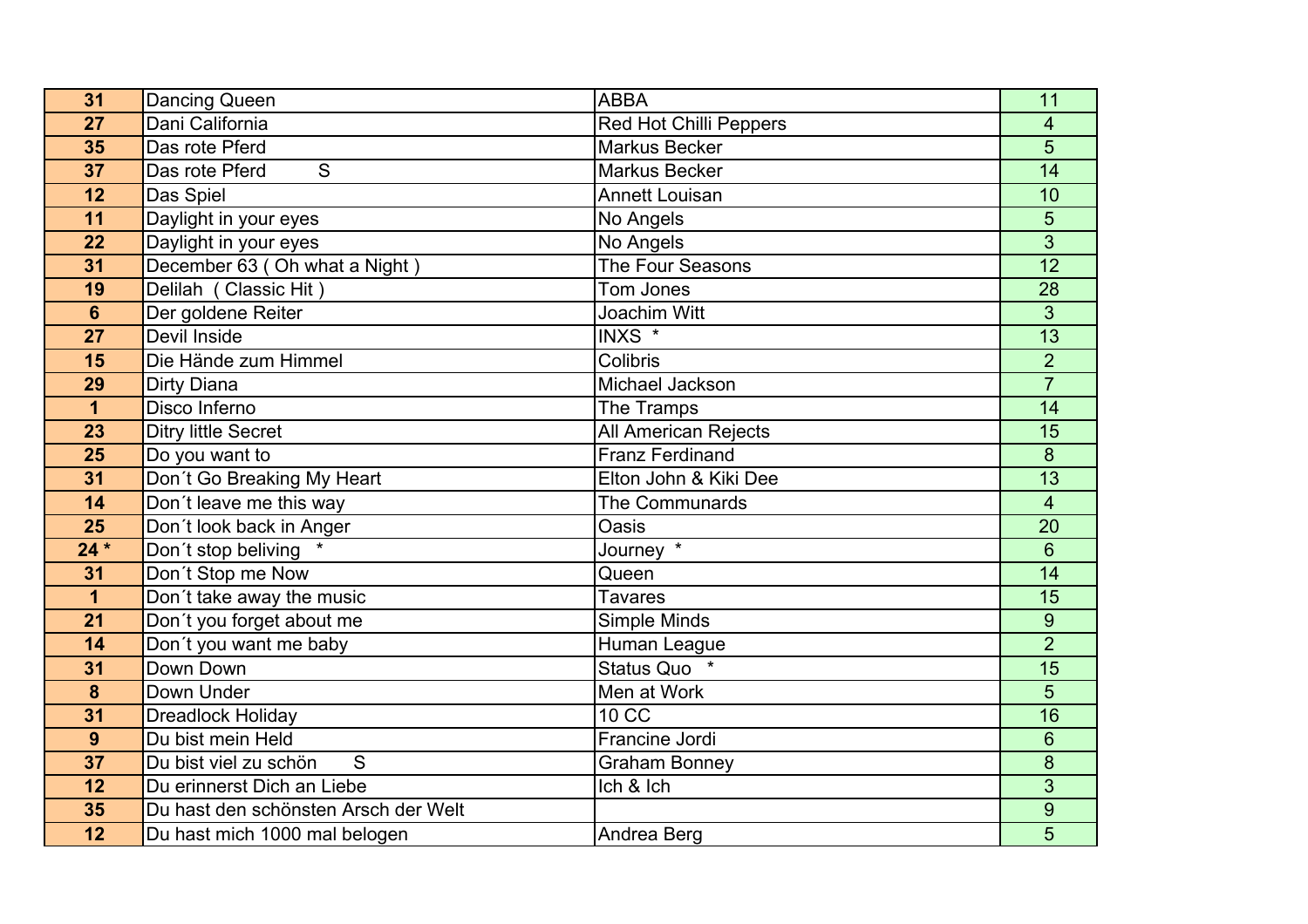| | | | |
|---|---|---|---|
| **31** | Dancing Queen | ABBA | 11 |
| **27** | Dani California | Red Hot Chilli Peppers | 4 |
| **35** | Das rote Pferd | Markus Becker | 5 |
| **37** | Das rote Pferd S | Markus Becker | 14 |
| **12** | Das Spiel | Annett Louisan | 10 |
| **11** | Daylight in your eyes | No Angels | 5 |
| **22** | Daylight in your eyes | No Angels | 3 |
| **31** | December 63 ( Oh what a Night ) | The Four Seasons | 12 |
| **19** | Delilah ( Classic Hit ) | Tom Jones | 28 |
| **6** | Der goldene Reiter | Joachim Witt | 3 |
| **27** | Devil Inside | INXS * | 13 |
| **15** | Die Hände zum Himmel | Colibris | 2 |
| **29** | Dirty Diana | Michael Jackson | 7 |
| **1** | Disco Inferno | The Tramps | 14 |
| **23** | Ditry little Secret | All American Rejects | 15 |
| **25** | Do you want to | Franz Ferdinand | 8 |
| **31** | Don´t Go Breaking My Heart | Elton John & Kiki Dee | 13 |
| **14** | Don´t leave me this way | The Communards | 4 |
| **25** | Don´t look back in Anger | Oasis | 20 |
| **24 *** | Don´t stop beliving * | Journey * | 6 |
| **31** | Don´t Stop me Now | Queen | 14 |
| **1** | Don´t take away the music | Tavares | 15 |
| **21** | Don´t you forget about me | Simple Minds | 9 |
| **14** | Don´t you want me baby | Human League | 2 |
| **31** | Down Down | Status Quo * | 15 |
| **8** | Down Under | Men at Work | 5 |
| **31** | Dreadlock Holiday | 10 CC | 16 |
| **9** | Du bist mein Held | Francine Jordi | 6 |
| **37** | Du bist viel zu schön S | Graham Bonney | 8 |
| **12** | Du erinnerst Dich an Liebe | Ich & Ich | 3 |
| **35** | Du hast den schönsten Arsch der Welt | | 9 |
| **12** | Du hast mich 1000 mal belogen | Andrea Berg | 5 |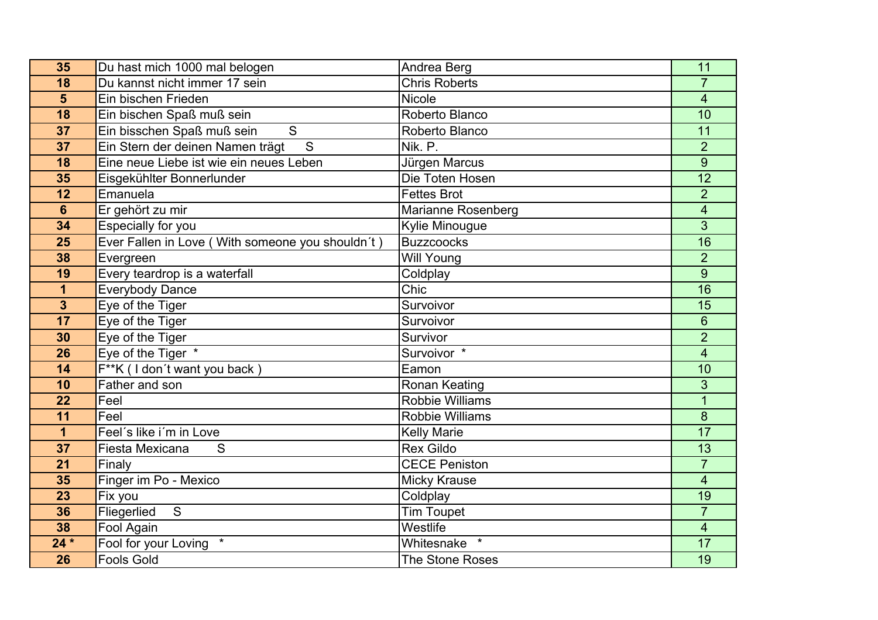| 35 | Du hast mich 1000 mal belogen | Andrea Berg | 11 |
|---|---|---|---|
| 18 | Du kannst nicht immer 17 sein | Chris Roberts | 7 |
| 5 | Ein bischen Frieden | Nicole | 4 |
| 18 | Ein bischen Spaß muß sein | Roberto Blanco | 10 |
| 37 | Ein bisschen Spaß muß sein S | Roberto Blanco | 11 |
| 37 | Ein Stern der deinen Namen trägt S | Nik. P. | 2 |
| 18 | Eine neue Liebe ist wie ein neues Leben | Jürgen Marcus | 9 |
| 35 | Eisgekühlter Bonnerlunder | Die Toten Hosen | 12 |
| 12 | Emanuela | Fettes Brot | 2 |
| 6 | Er gehört zu mir | Marianne Rosenberg | 4 |
| 34 | Especially for you | Kylie Minougue | 3 |
| 25 | Ever Fallen in Love ( With someone you shouldn´t ) | Buzzcoocks | 16 |
| 38 | Evergreen | Will Young | 2 |
| 19 | Every teardrop is a waterfall | Coldplay | 9 |
| 1 | Everybody Dance | Chic | 16 |
| 3 | Eye of the Tiger | Survoivor | 15 |
| 17 | Eye of the Tiger | Survoivor | 6 |
| 30 | Eye of the Tiger | Survivor | 2 |
| 26 | Eye of the Tiger * | Survoivor * | 4 |
| 14 | F**K ( I don´t want you back ) | Eamon | 10 |
| 10 | Father and son | Ronan Keating | 3 |
| 22 | Feel | Robbie Williams | 1 |
| 11 | Feel | Robbie Williams | 8 |
| 1 | Feel´s like i´m in Love | Kelly Marie | 17 |
| 37 | Fiesta Mexicana S | Rex Gildo | 13 |
| 21 | Finaly | CECE Peniston | 7 |
| 35 | Finger im Po - Mexico | Micky Krause | 4 |
| 23 | Fix you | Coldplay | 19 |
| 36 | Fliegerlied S | Tim Toupet | 7 |
| 38 | Fool Again | Westlife | 4 |
| 24 * | Fool for your Loving * | Whitesnake * | 17 |
| 26 | Fools Gold | The Stone Roses | 19 |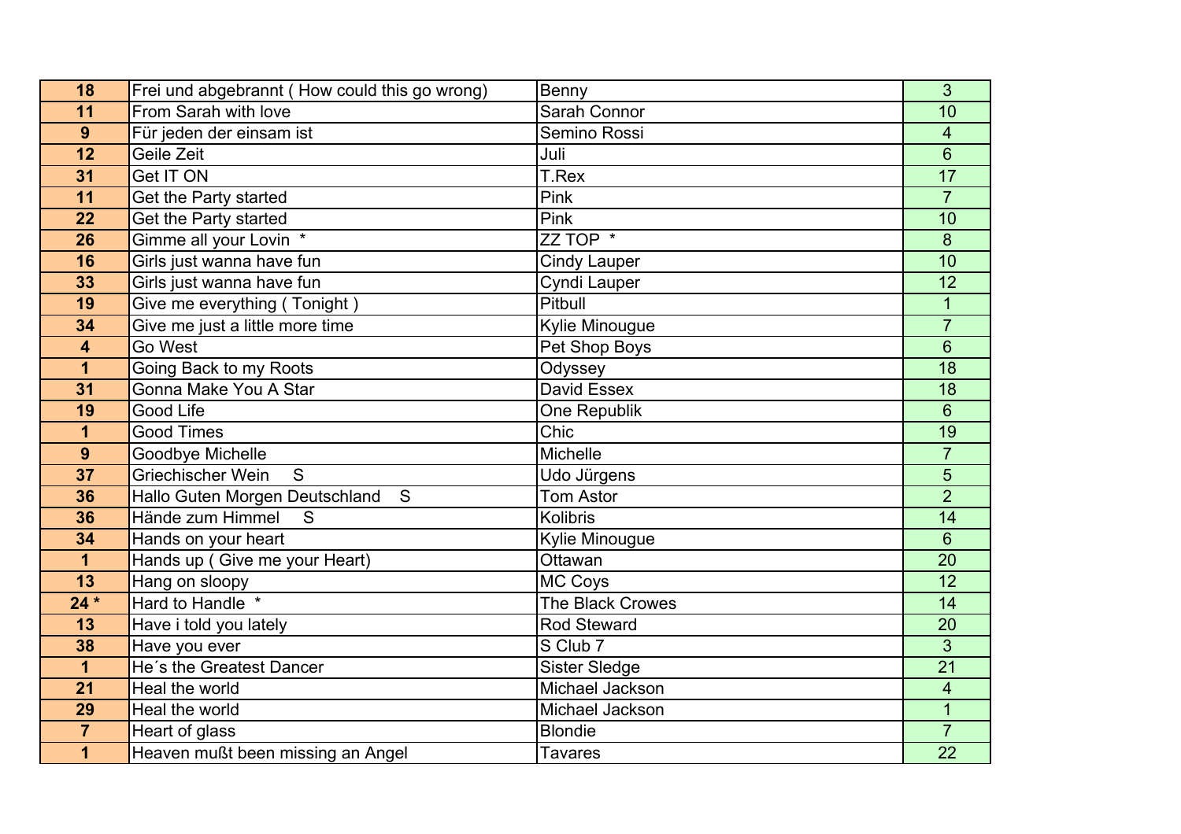| 18 | Frei und abgebrannt ( How could this go wrong) | Benny | 3 |
|---|---|---|---|
| 11 | From Sarah with love | Sarah Connor | 10 |
| 9 | Für jeden der einsam ist | Semino Rossi | 4 |
| 12 | Geile Zeit | Juli | 6 |
| 31 | Get IT ON | T.Rex | 17 |
| 11 | Get the Party started | Pink | 7 |
| 22 | Get the Party started | Pink | 10 |
| 26 | Gimme all your Lovin * | ZZ TOP * | 8 |
| 16 | Girls just wanna have fun | Cindy Lauper | 10 |
| 33 | Girls just wanna have fun | Cyndi Lauper | 12 |
| 19 | Give me everything ( Tonight ) | Pitbull | 1 |
| 34 | Give me just a little more time | Kylie Minougue | 7 |
| 4 | Go West | Pet Shop Boys | 6 |
| 1 | Going Back to my Roots | Odyssey | 18 |
| 31 | Gonna Make You A Star | David Essex | 18 |
| 19 | Good Life | One Republik | 6 |
| 1 | Good Times | Chic | 19 |
| 9 | Goodbye Michelle | Michelle | 7 |
| 37 | Griechischer Wein S | Udo Jürgens | 5 |
| 36 | Hallo Guten Morgen Deutschland S | Tom Astor | 2 |
| 36 | Hände zum Himmel S | Kolibris | 14 |
| 34 | Hands on your heart | Kylie Minougue | 6 |
| 1 | Hands up ( Give me your Heart) | Ottawan | 20 |
| 13 | Hang on sloopy | MC Coys | 12 |
| 24 * | Hard to Handle * | The Black Crowes | 14 |
| 13 | Have i told you lately | Rod Steward | 20 |
| 38 | Have you ever | S Club 7 | 3 |
| 1 | He´s the Greatest Dancer | Sister Sledge | 21 |
| 21 | Heal the world | Michael Jackson | 4 |
| 29 | Heal the world | Michael Jackson | 1 |
| 7 | Heart of glass | Blondie | 7 |
| 1 | Heaven mußt been missing an Angel | Tavares | 22 |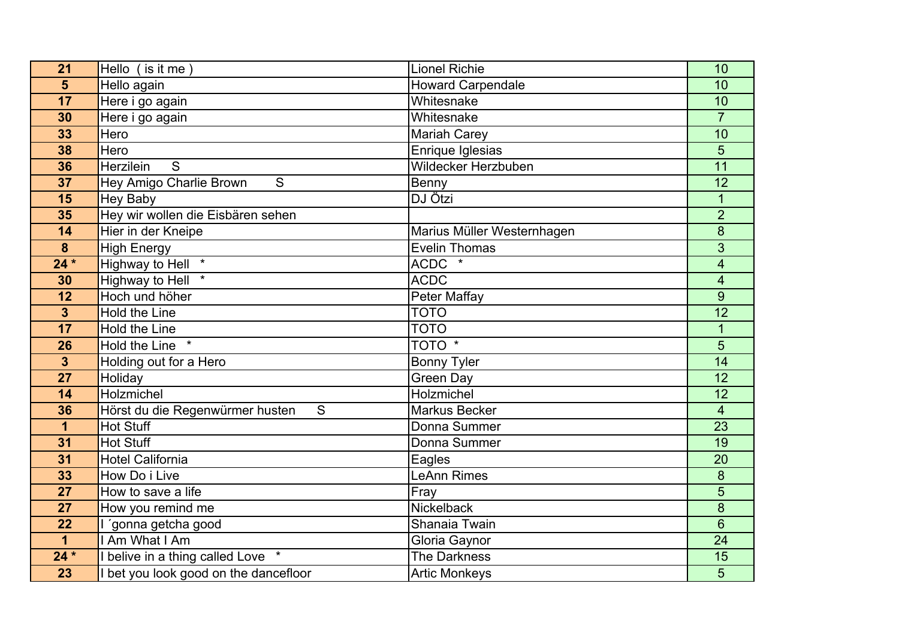| | | | |
|---|---|---|---|
| **21** | Hello ( is it me ) | Lionel Richie | 10 |
| **5** | Hello again | Howard Carpendale | 10 |
| **17** | Here i go again | Whitesnake | 10 |
| **30** | Here i go again | Whitesnake | 7 |
| **33** | Hero | Mariah Carey | 10 |
| **38** | Hero | Enrique Iglesias | 5 |
| **36** | Herzilein S | Wildecker Herzbuben | 11 |
| **37** | Hey Amigo Charlie Brown S | Benny | 12 |
| **15** | Hey Baby | DJ Ötzi | 1 |
| **35** | Hey wir wollen die Eisbären sehen | | 2 |
| **14** | Hier in der Kneipe | Marius Müller Westernhagen | 8 |
| **8** | High Energy | Evelin Thomas | 3 |
| **24 *** | Highway to Hell * | ACDC * | 4 |
| **30** | Highway to Hell * | ACDC | 4 |
| **12** | Hoch und höher | Peter Maffay | 9 |
| **3** | Hold the Line | TOTO | 12 |
| **17** | Hold the Line | TOTO | 1 |
| **26** | Hold the Line * | TOTO * | 5 |
| **3** | Holding out for a Hero | Bonny Tyler | 14 |
| **27** | Holiday | Green Day | 12 |
| **14** | Holzmichel | Holzmichel | 12 |
| **36** | Hörst du die Regenwürmer husten S | Markus Becker | 4 |
| **1** | Hot Stuff | Donna Summer | 23 |
| **31** | Hot Stuff | Donna Summer | 19 |
| **31** | Hotel California | Eagles | 20 |
| **33** | How Do i Live | LeAnn Rimes | 8 |
| **27** | How to save a life | Fray | 5 |
| **27** | How you remind me | Nickelback | 8 |
| **22** | I ´gonna getcha good | Shanaia Twain | 6 |
| **1** | I Am What I Am | Gloria Gaynor | 24 |
| **24 *** | I belive in a thing called Love * | The Darkness | 15 |
| **23** | I bet you look good on the dancefloor | Artic Monkeys | 5 |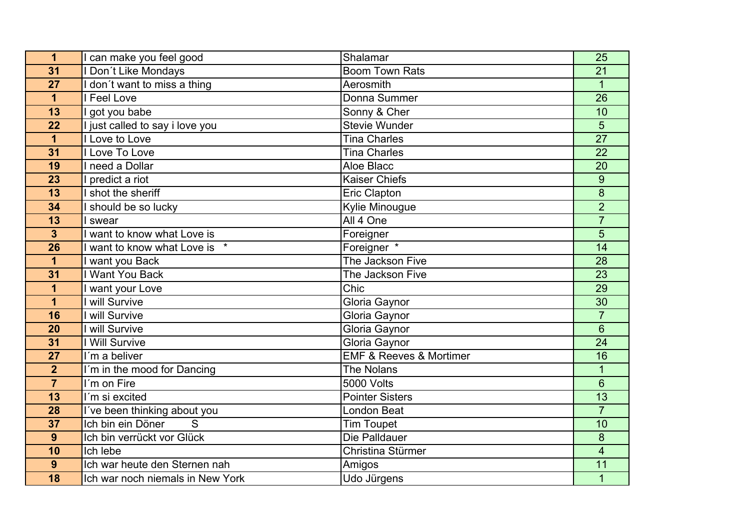| | | | |
|---|---|---|---|
| **1** | I can make you feel good | Shalamar | 25 |
| **31** | I Don´t Like Mondays | Boom Town Rats | 21 |
| **27** | I don´t want to miss a thing | Aerosmith | 1 |
| **1** | I Feel Love | Donna Summer | 26 |
| **13** | I got you babe | Sonny & Cher | 10 |
| **22** | I just called to say i love you | Stevie Wunder | 5 |
| **1** | I Love to Love | Tina Charles | 27 |
| **31** | I Love To Love | Tina Charles | 22 |
| **19** | I need a Dollar | Aloe Blacc | 20 |
| **23** | I predict a riot | Kaiser Chiefs | 9 |
| **13** | I shot the sheriff | Eric Clapton | 8 |
| **34** | I should be so lucky | Kylie Minougue | 2 |
| **13** | I swear | All 4 One | 7 |
| **3** | I want to know what Love is | Foreigner | 5 |
| **26** | I want to know what Love is * | Foreigner * | 14 |
| **1** | I want you Back | The Jackson Five | 28 |
| **31** | I Want You Back | The Jackson Five | 23 |
| **1** | I want your Love | Chic | 29 |
| **1** | I will Survive | Gloria Gaynor | 30 |
| **16** | I will Survive | Gloria Gaynor | 7 |
| **20** | I will Survive | Gloria Gaynor | 6 |
| **31** | I Will Survive | Gloria Gaynor | 24 |
| **27** | I´m a beliver | EMF & Reeves & Mortimer | 16 |
| **2** | I´m in the mood for Dancing | The Nolans | 1 |
| **7** | I´m on Fire | 5000 Volts | 6 |
| **13** | I´m si excited | Pointer Sisters | 13 |
| **28** | I´ve been thinking about you | London Beat | 7 |
| **37** | Ich bin ein Döner S | Tim Toupet | 10 |
| **9** | Ich bin verrückt vor Glück | Die Palldauer | 8 |
| **10** | Ich lebe | Christina Stürmer | 4 |
| **9** | Ich war heute den Sternen nah | Amigos | 11 |
| **18** | Ich war noch niemals in New York | Udo Jürgens | 1 |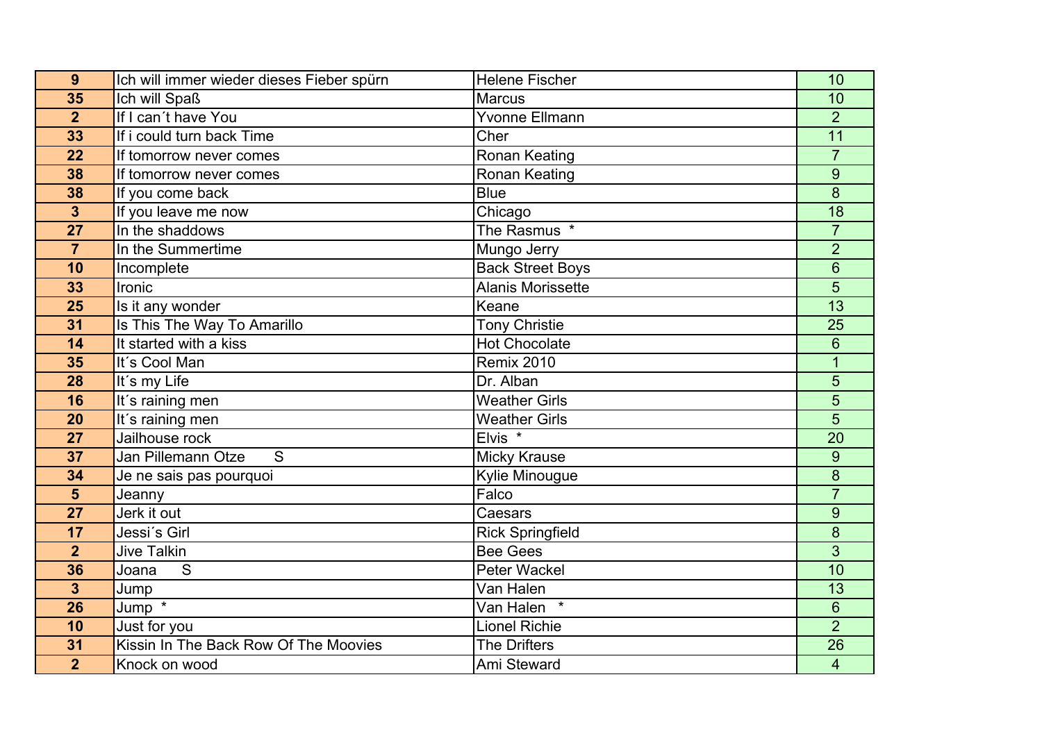| 9 | Ich will immer wieder dieses Fieber spürn | Helene Fischer | 10 |
|---|---|---|---|
| 35 | Ich will Spaß | Marcus | 10 |
| 2 | If I can´t have You | Yvonne Ellmann | 2 |
| 33 | If i could turn back Time | Cher | 11 |
| 22 | If tomorrow never comes | Ronan Keating | 7 |
| 38 | If tomorrow never comes | Ronan Keating | 9 |
| 38 | If you come back | Blue | 8 |
| 3 | If you leave me now | Chicago | 18 |
| 27 | In the shaddows | The Rasmus * | 7 |
| 7 | In the Summertime | Mungo Jerry | 2 |
| 10 | Incomplete | Back Street Boys | 6 |
| 33 | Ironic | Alanis Morissette | 5 |
| 25 | Is it any wonder | Keane | 13 |
| 31 | Is This The Way To Amarillo | Tony Christie | 25 |
| 14 | It started with a kiss | Hot Chocolate | 6 |
| 35 | It´s Cool Man | Remix 2010 | 1 |
| 28 | It´s my Life | Dr. Alban | 5 |
| 16 | It´s raining men | Weather Girls | 5 |
| 20 | It´s raining men | Weather Girls | 5 |
| 27 | Jailhouse rock | Elvis * | 20 |
| 37 | Jan Pillemann Otze S | Micky Krause | 9 |
| 34 | Je ne sais pas pourquoi | Kylie Minougue | 8 |
| 5 | Jeanny | Falco | 7 |
| 27 | Jerk it out | Caesars | 9 |
| 17 | Jessi´s Girl | Rick Springfield | 8 |
| 2 | Jive Talkin | Bee Gees | 3 |
| 36 | Joana S | Peter Wackel | 10 |
| 3 | Jump | Van Halen | 13 |
| 26 | Jump * | Van Halen * | 6 |
| 10 | Just for you | Lionel Richie | 2 |
| 31 | Kissin In The Back Row Of The Moovies | The Drifters | 26 |
| 2 | Knock on wood | Ami Steward | 4 |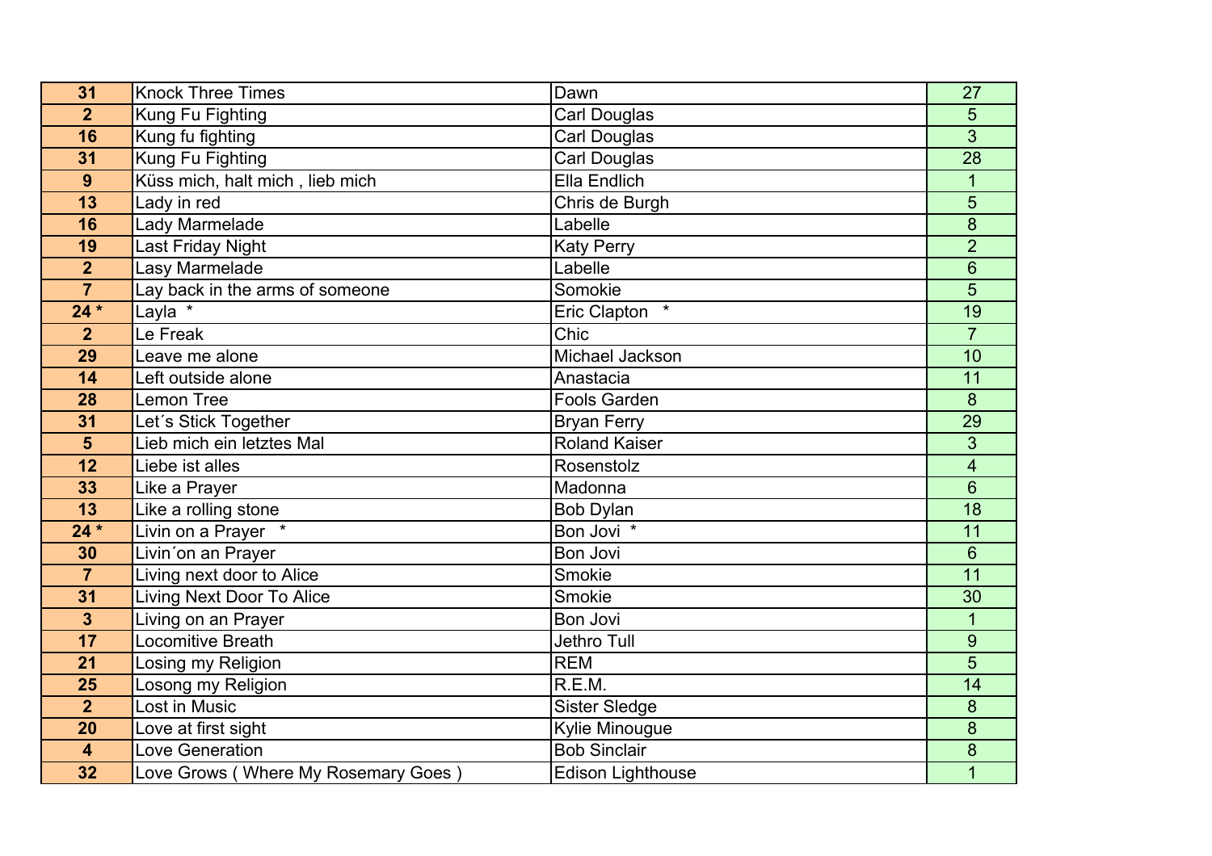| | | | |
|---|---|---|---|
| **31** | Knock Three Times | Dawn | 27 |
| **2** | Kung Fu Fighting | Carl Douglas | 5 |
| **16** | Kung fu fighting | Carl Douglas | 3 |
| **31** | Kung Fu Fighting | Carl Douglas | 28 |
| **9** | Küss mich, halt mich , lieb mich | Ella Endlich | 1 |
| **13** | Lady in red | Chris de Burgh | 5 |
| **16** | Lady Marmelade | Labelle | 8 |
| **19** | Last Friday Night | Katy Perry | 2 |
| **2** | Lasy Marmelade | Labelle | 6 |
| **7** | Lay back in the arms of someone | Somokie | 5 |
| **24 *** | Layla * | Eric Clapton * | 19 |
| **2** | Le Freak | Chic | 7 |
| **29** | Leave me alone | Michael Jackson | 10 |
| **14** | Left outside alone | Anastacia | 11 |
| **28** | Lemon Tree | Fools Garden | 8 |
| **31** | Let´s Stick Together | Bryan Ferry | 29 |
| **5** | Lieb mich ein letztes Mal | Roland Kaiser | 3 |
| **12** | Liebe ist alles | Rosenstolz | 4 |
| **33** | Like a Prayer | Madonna | 6 |
| **13** | Like a rolling stone | Bob Dylan | 18 |
| **24 *** | Livin on a Prayer * | Bon Jovi * | 11 |
| **30** | Livin´on an Prayer | Bon Jovi | 6 |
| **7** | Living next door to Alice | Smokie | 11 |
| **31** | Living Next Door To Alice | Smokie | 30 |
| **3** | Living on an Prayer | Bon Jovi | 1 |
| **17** | Locomitive Breath | Jethro Tull | 9 |
| **21** | Losing my Religion | REM | 5 |
| **25** | Losong my Religion | R.E.M. | 14 |
| **2** | Lost in Music | Sister Sledge | 8 |
| **20** | Love at first sight | Kylie Minougue | 8 |
| **4** | Love Generation | Bob Sinclair | 8 |
| **32** | Love Grows ( Where My Rosemary Goes ) | Edison Lighthouse | 1 |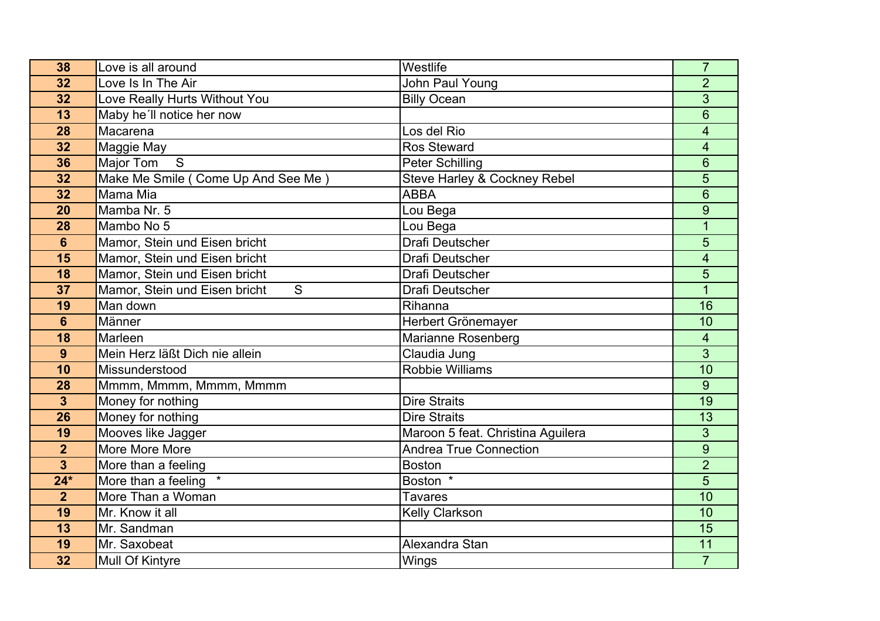| | | | |
|---|---|---|---|
| **38** | Love is all around | Westlife | 7 |
| **32** | Love Is In The Air | John Paul Young | 2 |
| **32** | Love Really Hurts Without You | Billy Ocean | 3 |
| **13** | Maby he´ll notice her now | | 6 |
| **28** | Macarena | Los del Rio | 4 |
| **32** | Maggie May | Ros Steward | 4 |
| **36** | Major Tom     S | Peter Schilling | 6 |
| **32** | Make Me Smile ( Come Up And See Me ) | Steve Harley & Cockney Rebel | 5 |
| **32** | Mama Mia | ABBA | 6 |
| **20** | Mamba Nr. 5 | Lou Bega | 9 |
| **28** | Mambo No 5 | Lou Bega | 1 |
| **6** | Mamor, Stein und Eisen bricht | Drafi Deutscher | 5 |
| **15** | Mamor, Stein und Eisen bricht | Drafi Deutscher | 4 |
| **18** | Mamor, Stein und Eisen bricht | Drafi Deutscher | 5 |
| **37** | Mamor, Stein und Eisen bricht       S | Drafi Deutscher | 1 |
| **19** | Man down | Rihanna | 16 |
| **6** | Männer | Herbert Grönemayer | 10 |
| **18** | Marleen | Marianne Rosenberg | 4 |
| **9** | Mein Herz läßt Dich nie allein | Claudia Jung | 3 |
| **10** | Missunderstood | Robbie Williams | 10 |
| **28** | Mmmm, Mmmm, Mmmm, Mmmm | | 9 |
| **3** | Money for nothing | Dire Straits | 19 |
| **26** | Money for nothing | Dire Straits | 13 |
| **19** | Mooves like Jagger | Maroon 5 feat. Christina Aguilera | 3 |
| **2** | More More More | Andrea True Connection | 9 |
| **3** | More than a feeling | Boston | 2 |
| **24*** | More than a feeling   * | Boston  * | 5 |
| **2** | More Than a Woman | Tavares | 10 |
| **19** | Mr. Know it all | Kelly Clarkson | 10 |
| **13** | Mr. Sandman | | 15 |
| **19** | Mr. Saxobeat | Alexandra Stan | 11 |
| **32** | Mull Of Kintyre | Wings | 7 |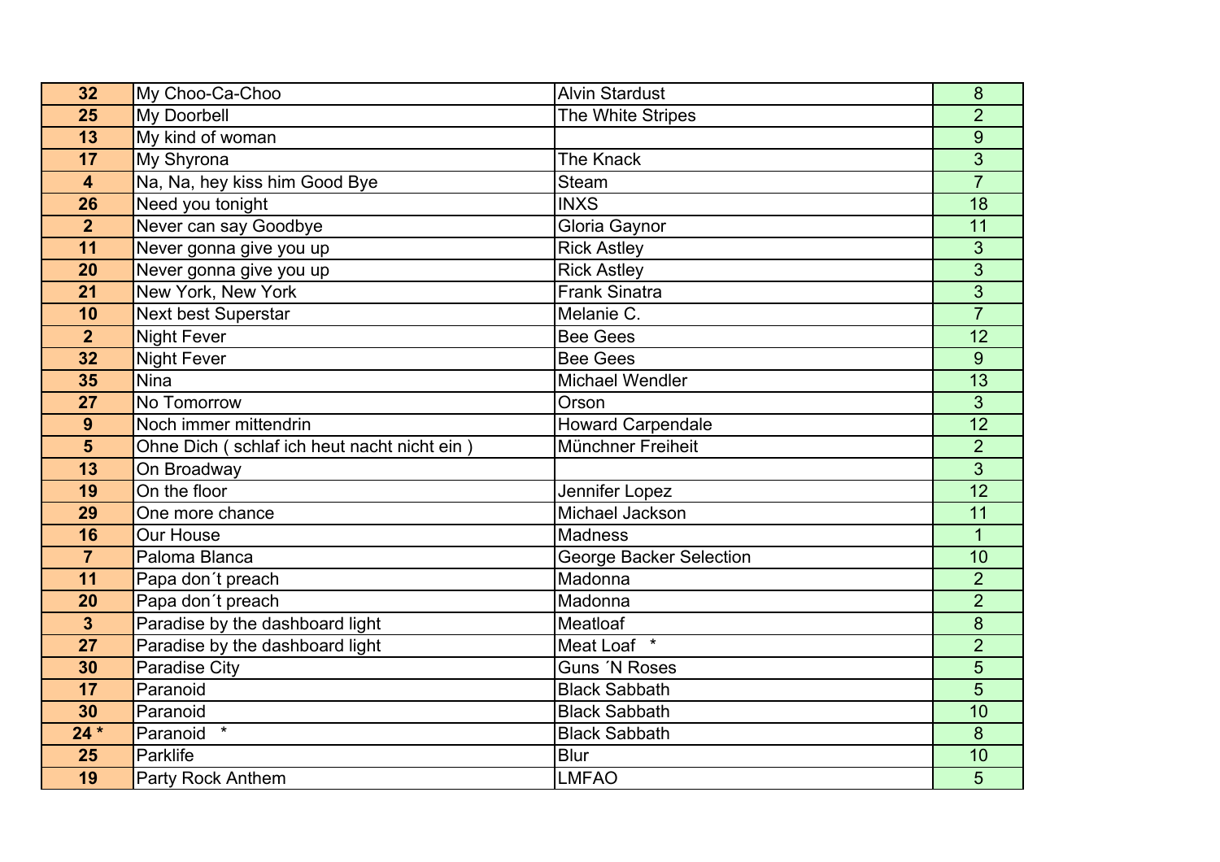| | | | |
|---|---|---|---|
| **32** | My Choo-Ca-Choo | Alvin Stardust | 8 |
| **25** | My Doorbell | The White Stripes | 2 |
| **13** | My kind of woman | | 9 |
| **17** | My Shyrona | The Knack | 3 |
| **4** | Na, Na, hey kiss him Good Bye | Steam | 7 |
| **26** | Need you tonight | INXS | 18 |
| **2** | Never can say Goodbye | Gloria Gaynor | 11 |
| **11** | Never gonna give you up | Rick Astley | 3 |
| **20** | Never gonna give you up | Rick Astley | 3 |
| **21** | New York, New York | Frank Sinatra | 3 |
| **10** | Next best Superstar | Melanie C. | 7 |
| **2** | Night Fever | Bee Gees | 12 |
| **32** | Night Fever | Bee Gees | 9 |
| **35** | Nina | Michael Wendler | 13 |
| **27** | No Tomorrow | Orson | 3 |
| **9** | Noch immer mittendrin | Howard Carpendale | 12 |
| **5** | Ohne Dich ( schlaf ich heut nacht nicht ein ) | Münchner Freiheit | 2 |
| **13** | On Broadway | | 3 |
| **19** | On the floor | Jennifer Lopez | 12 |
| **29** | One more chance | Michael Jackson | 11 |
| **16** | Our House | Madness | 1 |
| **7** | Paloma Blanca | George Backer Selection | 10 |
| **11** | Papa don´t preach | Madonna | 2 |
| **20** | Papa don´t preach | Madonna | 2 |
| **3** | Paradise by the dashboard light | Meatloaf | 8 |
| **27** | Paradise by the dashboard light | Meat Loaf * | 2 |
| **30** | Paradise City | Guns ´N Roses | 5 |
| **17** | Paranoid | Black Sabbath | 5 |
| **30** | Paranoid | Black Sabbath | 10 |
| **24 *** | Paranoid * | Black Sabbath | 8 |
| **25** | Parklife | Blur | 10 |
| **19** | Party Rock Anthem | LMFAO | 5 |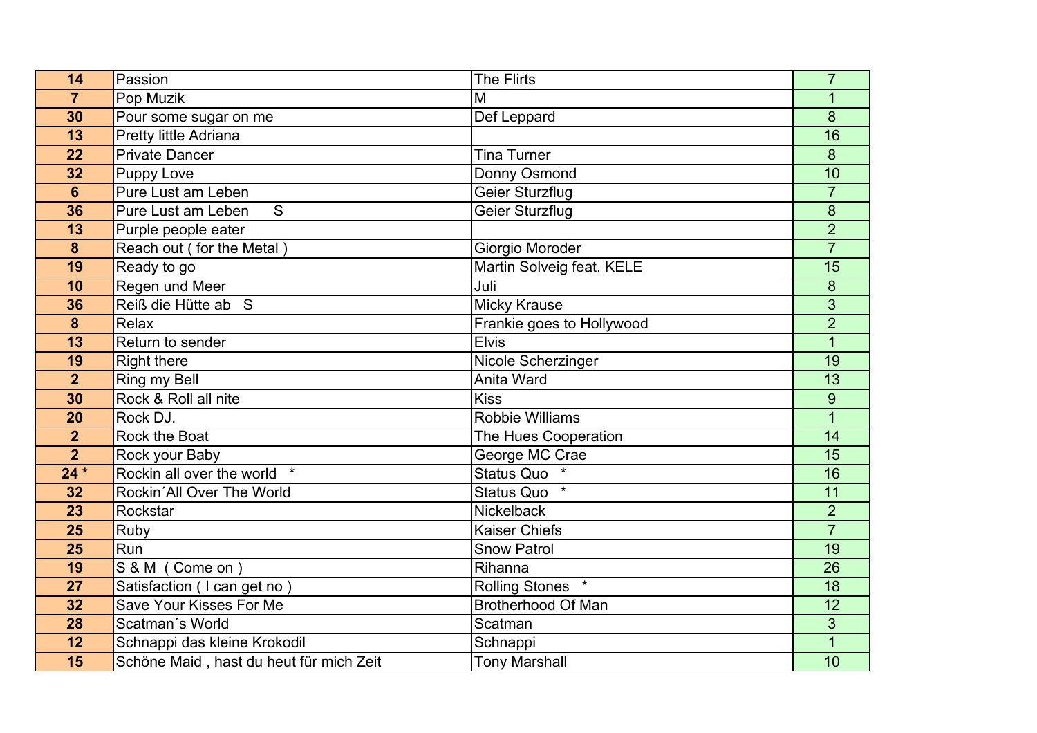| | | | |
|---|---|---|---|
| **14** | Passion | The Flirts | 7 |
| **7** | Pop Muzik | M | 1 |
| **30** | Pour some sugar on me | Def Leppard | 8 |
| **13** | Pretty little Adriana | | 16 |
| **22** | Private Dancer | Tina Turner | 8 |
| **32** | Puppy Love | Donny Osmond | 10 |
| **6** | Pure Lust am Leben | Geier Sturzflug | 7 |
| **36** | Pure Lust am Leben S | Geier Sturzflug | 8 |
| **13** | Purple people eater | | 2 |
| **8** | Reach out ( for the Metal ) | Giorgio Moroder | 7 |
| **19** | Ready to go | Martin Solveig feat. KELE | 15 |
| **10** | Regen und Meer | Juli | 8 |
| **36** | Reiß die Hütte ab S | Micky Krause | 3 |
| **8** | Relax | Frankie goes to Hollywood | 2 |
| **13** | Return to sender | Elvis | 1 |
| **19** | Right there | Nicole Scherzinger | 19 |
| **2** | Ring my Bell | Anita Ward | 13 |
| **30** | Rock & Roll all nite | Kiss | 9 |
| **20** | Rock DJ. | Robbie Williams | 1 |
| **2** | Rock the Boat | The Hues Cooperation | 14 |
| **2** | Rock your Baby | George MC Crae | 15 |
| **24 *** | Rockin all over the world * | Status Quo * | 16 |
| **32** | Rockin´All Over The World | Status Quo * | 11 |
| **23** | Rockstar | Nickelback | 2 |
| **25** | Ruby | Kaiser Chiefs | 7 |
| **25** | Run | Snow Patrol | 19 |
| **19** | S & M ( Come on ) | Rihanna | 26 |
| **27** | Satisfaction ( I can get no ) | Rolling Stones * | 18 |
| **32** | Save Your Kisses For Me | Brotherhood Of Man | 12 |
| **28** | Scatman´s World | Scatman | 3 |
| **12** | Schnappi das kleine Krokodil | Schnappi | 1 |
| **15** | Schöne Maid , hast du heut für mich Zeit | Tony Marshall | 10 |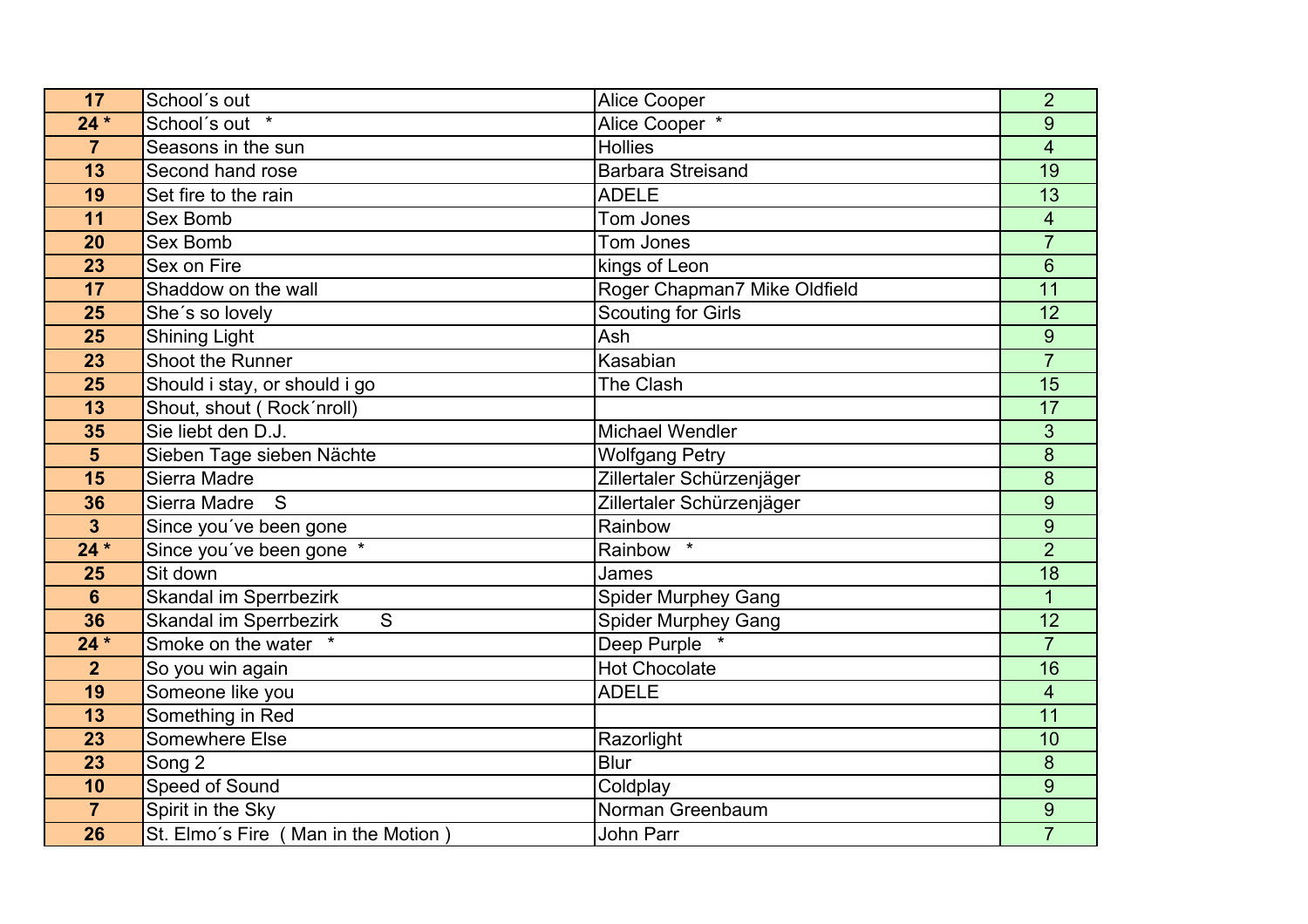| 17 | School´s out | Alice Cooper | 2 |
|---|---|---|---|
| 24 * | School´s out * | Alice Cooper * | 9 |
| 7 | Seasons in the sun | Hollies | 4 |
| 13 | Second hand rose | Barbara Streisand | 19 |
| 19 | Set fire to the rain | ADELE | 13 |
| 11 | Sex Bomb | Tom Jones | 4 |
| 20 | Sex Bomb | Tom Jones | 7 |
| 23 | Sex on Fire | kings of Leon | 6 |
| 17 | Shaddow on the wall | Roger Chapman7 Mike Oldfield | 11 |
| 25 | She´s so lovely | Scouting for Girls | 12 |
| 25 | Shining Light | Ash | 9 |
| 23 | Shoot the Runner | Kasabian | 7 |
| 25 | Should i stay, or should i go | The Clash | 15 |
| 13 | Shout, shout ( Rock´nroll) | | 17 |
| 35 | Sie liebt den D.J. | Michael Wendler | 3 |
| 5 | Sieben Tage sieben Nächte | Wolfgang Petry | 8 |
| 15 | Sierra Madre | Zillertaler Schürzenjäger | 8 |
| 36 | Sierra Madre S | Zillertaler Schürzenjäger | 9 |
| 3 | Since you´ve been gone | Rainbow | 9 |
| 24 * | Since you´ve been gone * | Rainbow * | 2 |
| 25 | Sit down | James | 18 |
| 6 | Skandal im Sperrbezirk | Spider Murphey Gang | 1 |
| 36 | Skandal im Sperrbezirk S | Spider Murphey Gang | 12 |
| 24 * | Smoke on the water * | Deep Purple * | 7 |
| 2 | So you win again | Hot Chocolate | 16 |
| 19 | Someone like you | ADELE | 4 |
| 13 | Something in Red | | 11 |
| 23 | Somewhere Else | Razorlight | 10 |
| 23 | Song 2 | Blur | 8 |
| 10 | Speed of Sound | Coldplay | 9 |
| 7 | Spirit in the Sky | Norman Greenbaum | 9 |
| 26 | St. Elmo´s Fire ( Man in the Motion ) | John Parr | 7 |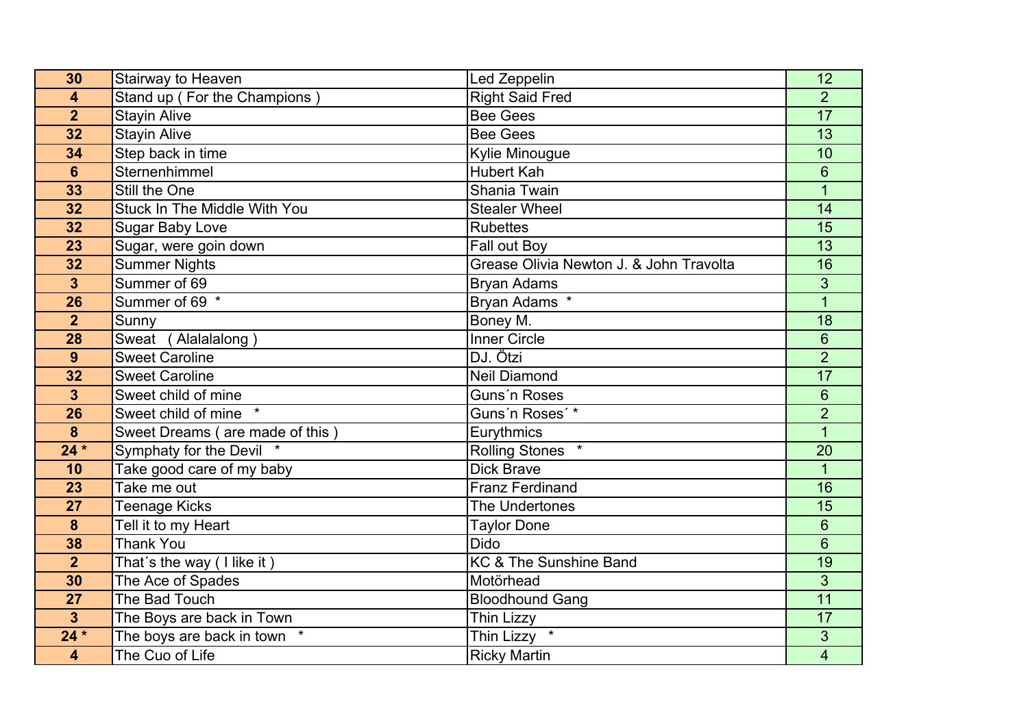| | | | |
|---|---|---|---|
| **30** | Stairway to Heaven | Led Zeppelin | 12 |
| **4** | Stand up ( For the Champions ) | Right Said Fred | 2 |
| **2** | Stayin Alive | Bee Gees | 17 |
| **32** | Stayin Alive | Bee Gees | 13 |
| **34** | Step back in time | Kylie Minougue | 10 |
| **6** | Sternenhimmel | Hubert Kah | 6 |
| **33** | Still the One | Shania Twain | 1 |
| **32** | Stuck In The Middle With You | Stealer Wheel | 14 |
| **32** | Sugar Baby Love | Rubettes | 15 |
| **23** | Sugar, were goin down | Fall out Boy | 13 |
| **32** | Summer Nights | Grease Olivia Newton J. & John Travolta | 16 |
| **3** | Summer of 69 | Bryan Adams | 3 |
| **26** | Summer of 69 * | Bryan Adams * | 1 |
| **2** | Sunny | Boney M. | 18 |
| **28** | Sweat ( Alalalalong ) | Inner Circle | 6 |
| **9** | Sweet Caroline | DJ. Ötzi | 2 |
| **32** | Sweet Caroline | Neil Diamond | 17 |
| **3** | Sweet child of mine | Guns´n Roses | 6 |
| **26** | Sweet child of mine * | Guns´n Roses´ * | 2 |
| **8** | Sweet Dreams ( are made of this ) | Eurythmics | 1 |
| **24 *** | Symphaty for the Devil * | Rolling Stones * | 20 |
| **10** | Take good care of my baby | Dick Brave | 1 |
| **23** | Take me out | Franz Ferdinand | 16 |
| **27** | Teenage Kicks | The Undertones | 15 |
| **8** | Tell it to my Heart | Taylor Done | 6 |
| **38** | Thank You | Dido | 6 |
| **2** | That´s the way ( I like it ) | KC & The Sunshine Band | 19 |
| **30** | The Ace of Spades | Motörhead | 3 |
| **27** | The Bad Touch | Bloodhound Gang | 11 |
| **3** | The Boys are back in Town | Thin Lizzy | 17 |
| **24 *** | The boys are back in town * | Thin Lizzy * | 3 |
| **4** | The Cuo of Life | Ricky Martin | 4 |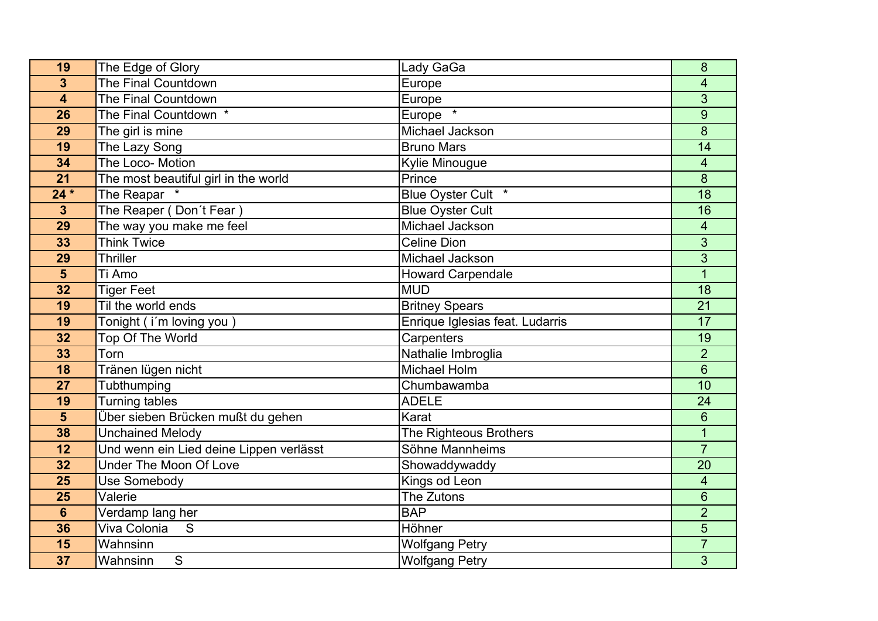| | | | |
|---|---|---|---|
| **19** | The Edge of Glory | Lady GaGa | 8 |
| **3** | The Final Countdown | Europe | 4 |
| **4** | The Final Countdown | Europe | 3 |
| **26** | The Final Countdown * | Europe * | 9 |
| **29** | The girl is mine | Michael Jackson | 8 |
| **19** | The Lazy Song | Bruno Mars | 14 |
| **34** | The Loco- Motion | Kylie Minougue | 4 |
| **21** | The most beautiful girl in the world | Prince | 8 |
| **24 *** | The Reapar * | Blue Oyster Cult * | 18 |
| **3** | The Reaper ( Don´t Fear ) | Blue Oyster Cult | 16 |
| **29** | The way you make me feel | Michael Jackson | 4 |
| **33** | Think Twice | Celine Dion | 3 |
| **29** | Thriller | Michael Jackson | 3 |
| **5** | Ti Amo | Howard Carpendale | 1 |
| **32** | Tiger Feet | MUD | 18 |
| **19** | Til the world ends | Britney Spears | 21 |
| **19** | Tonight ( i´m loving you ) | Enrique Iglesias feat. Ludarris | 17 |
| **32** | Top Of The World | Carpenters | 19 |
| **33** | Torn | Nathalie Imbroglia | 2 |
| **18** | Tränen lügen nicht | Michael Holm | 6 |
| **27** | Tubthumping | Chumbawamba | 10 |
| **19** | Turning tables | ADELE | 24 |
| **5** | Über sieben Brücken mußt du gehen | Karat | 6 |
| **38** | Unchained Melody | The Righteous Brothers | 1 |
| **12** | Und wenn ein Lied deine Lippen verlässt | Söhne Mannheims | 7 |
| **32** | Under The Moon Of Love | Showaddywaddy | 20 |
| **25** | Use Somebody | Kings od Leon | 4 |
| **25** | Valerie | The Zutons | 6 |
| **6** | Verdamp lang her | BAP | 2 |
| **36** | Viva Colonia S | Höhner | 5 |
| **15** | Wahnsinn | Wolfgang Petry | 7 |
| **37** | Wahnsinn S | Wolfgang Petry | 3 |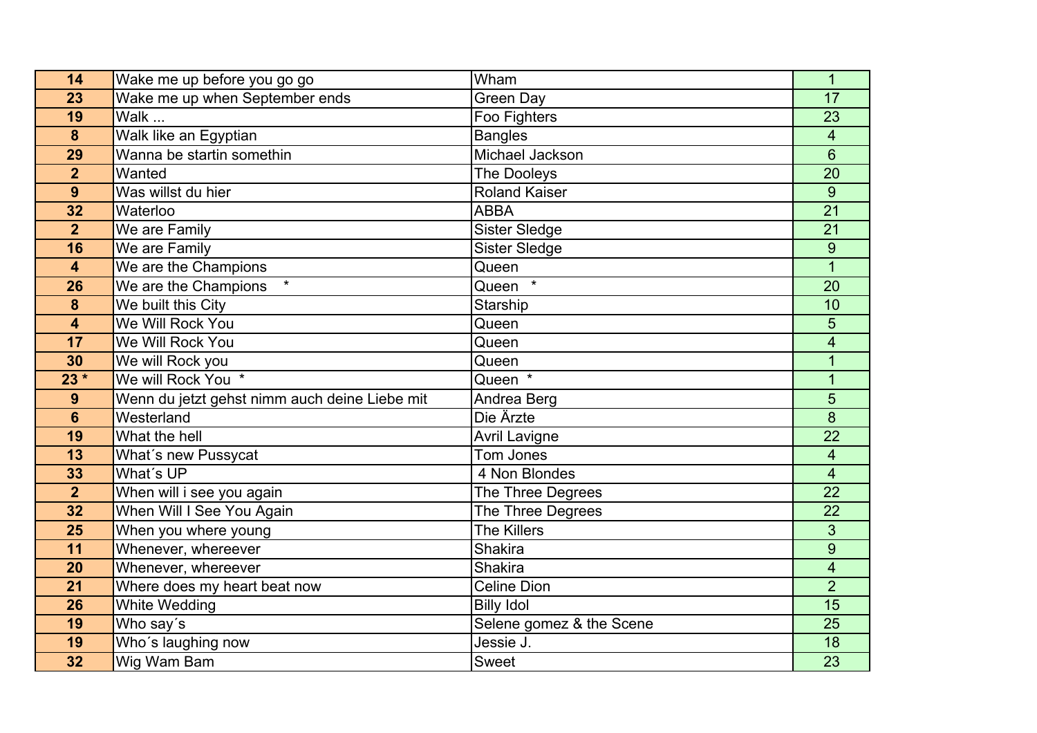| | | | |
|---|---|---|---|
| **14** | Wake me up before you go go | Wham | 1 |
| **23** | Wake me up when September ends | Green Day | 17 |
| **19** | Walk ... | Foo Fighters | 23 |
| **8** | Walk like an Egyptian | Bangles | 4 |
| **29** | Wanna be startin somethin | Michael Jackson | 6 |
| **2** | Wanted | The Dooleys | 20 |
| **9** | Was willst du hier | Roland Kaiser | 9 |
| **32** | Waterloo | ABBA | 21 |
| **2** | We are Family | Sister Sledge | 21 |
| **16** | We are Family | Sister Sledge | 9 |
| **4** | We are the Champions | Queen | 1 |
| **26** | We are the Champions * | Queen * | 20 |
| **8** | We built this City | Starship | 10 |
| **4** | We Will Rock You | Queen | 5 |
| **17** | We Will Rock You | Queen | 4 |
| **30** | We will Rock you | Queen | 1 |
| **23 *** | We will Rock You * | Queen * | 1 |
| **9** | Wenn du jetzt gehst nimm auch deine Liebe mit | Andrea Berg | 5 |
| **6** | Westerland | Die Ärzte | 8 |
| **19** | What the hell | Avril Lavigne | 22 |
| **13** | What´s new Pussycat | Tom Jones | 4 |
| **33** | What´s UP | 4 Non Blondes | 4 |
| **2** | When will i see you again | The Three Degrees | 22 |
| **32** | When Will I See You Again | The Three Degrees | 22 |
| **25** | When you where young | The Killers | 3 |
| **11** | Whenever, whereever | Shakira | 9 |
| **20** | Whenever, whereever | Shakira | 4 |
| **21** | Where does my heart beat now | Celine Dion | 2 |
| **26** | White Wedding | Billy Idol | 15 |
| **19** | Who say´s | Selene gomez & the Scene | 25 |
| **19** | Who´s laughing now | Jessie J. | 18 |
| **32** | Wig Wam Bam | Sweet | 23 |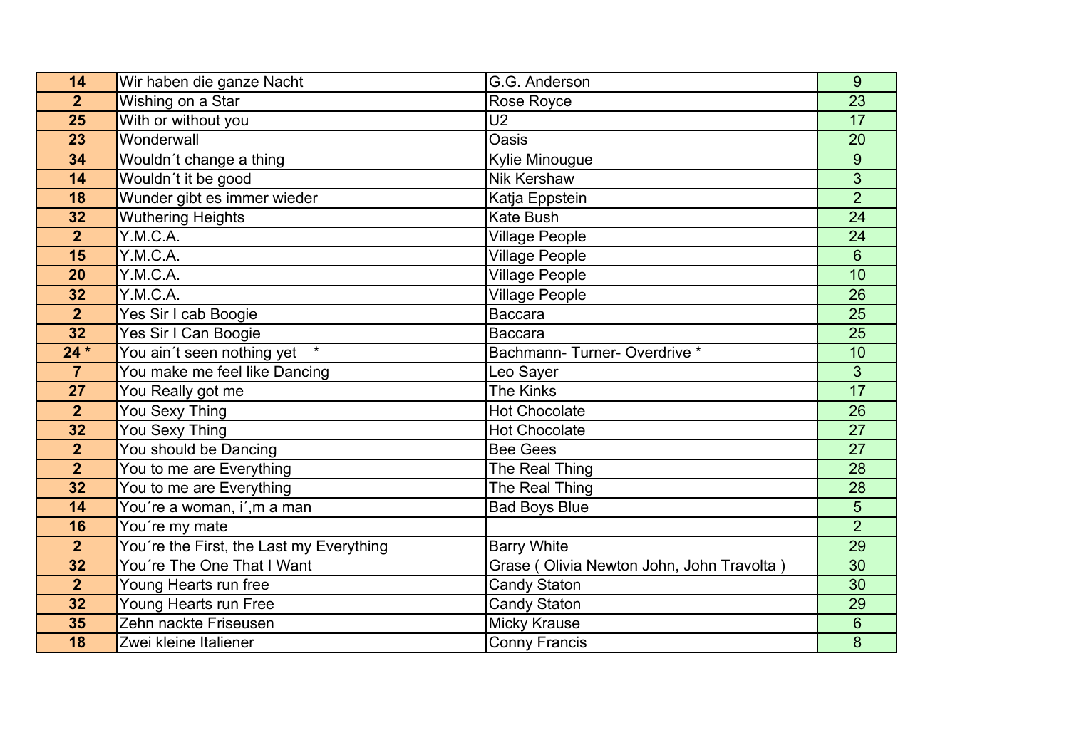| | | | |
|---|---|---|---|
| **14** | Wir haben die ganze Nacht | G.G. Anderson | 9 |
| **2** | Wishing on a Star | Rose Royce | 23 |
| **25** | With or without you | U2 | 17 |
| **23** | Wonderwall | Oasis | 20 |
| **34** | Wouldn´t change a thing | Kylie Minougue | 9 |
| **14** | Wouldn´t it be good | Nik Kershaw | 3 |
| **18** | Wunder gibt es immer wieder | Katja Eppstein | 2 |
| **32** | Wuthering Heights | Kate Bush | 24 |
| **2** | Y.M.C.A. | Village People | 24 |
| **15** | Y.M.C.A. | Village People | 6 |
| **20** | Y.M.C.A. | Village People | 10 |
| **32** | Y.M.C.A. | Village People | 26 |
| **2** | Yes Sir I cab Boogie | Baccara | 25 |
| **32** | Yes Sir I Can Boogie | Baccara | 25 |
| **24 *** | You ain´t seen nothing yet * | Bachmann- Turner- Overdrive * | 10 |
| **7** | You make me feel like Dancing | Leo Sayer | 3 |
| **27** | You Really got me | The Kinks | 17 |
| **2** | You Sexy Thing | Hot Chocolate | 26 |
| **32** | You Sexy Thing | Hot Chocolate | 27 |
| **2** | You should be Dancing | Bee Gees | 27 |
| **2** | You to me are Everything | The Real Thing | 28 |
| **32** | You to me are Everything | The Real Thing | 28 |
| **14** | You´re a woman, i´,m a man | Bad Boys Blue | 5 |
| **16** | You´re my mate | | 2 |
| **2** | You´re the First, the Last my Everything | Barry White | 29 |
| **32** | You´re The One That I Want | Grase ( Olivia Newton John, John Travolta ) | 30 |
| **2** | Young Hearts run free | Candy Staton | 30 |
| **32** | Young Hearts run Free | Candy Staton | 29 |
| **35** | Zehn nackte Friseusen | Micky Krause | 6 |
| **18** | Zwei kleine Italiener | Conny Francis | 8 |